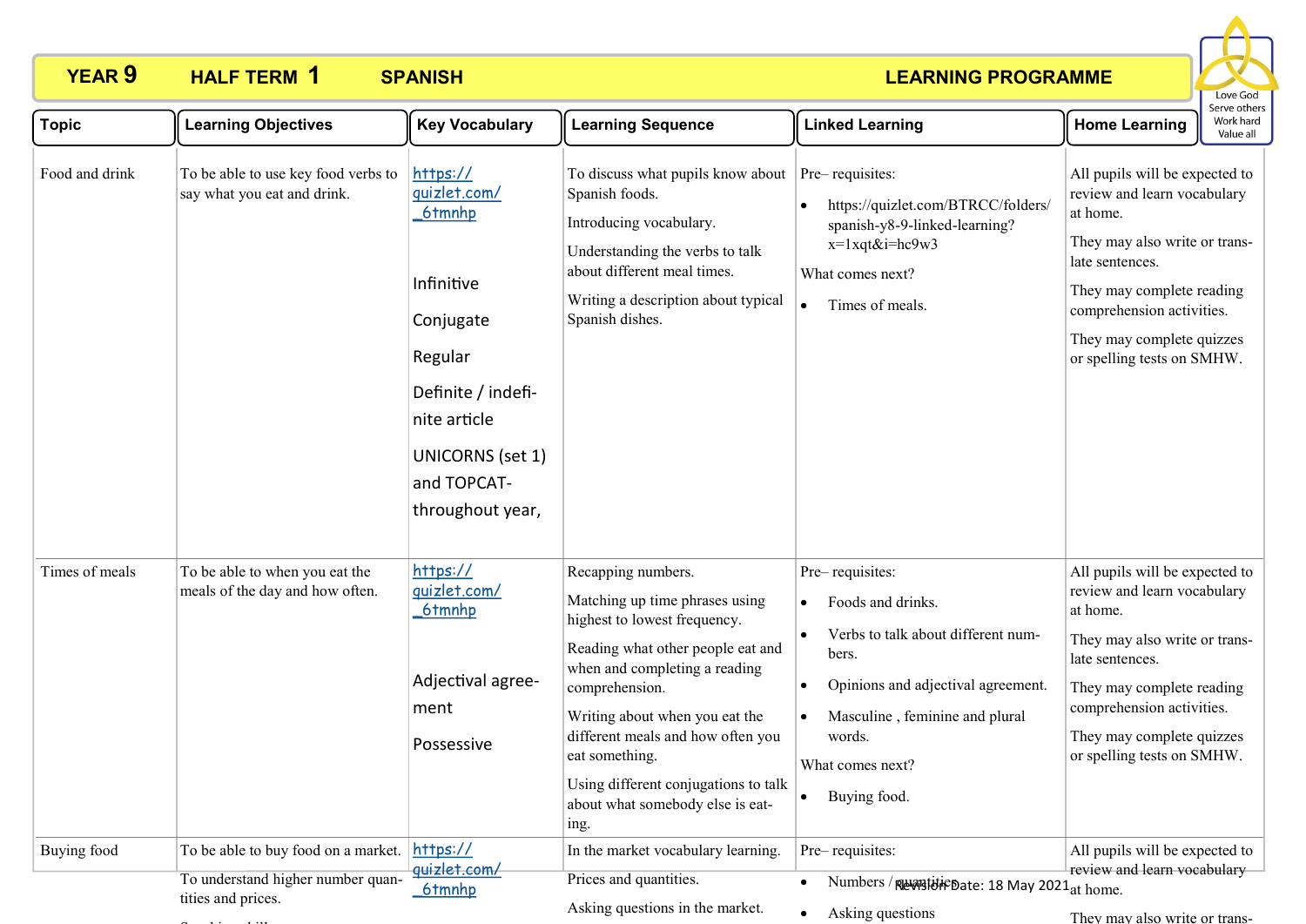# YEAR 9 HALF TERM 1 SPANISH LEARNING PROGRAMME

Love God
Serve others
Work hard
Value all

| Topic | Learning Objectives | Key Vocabulary | Learning Sequence | Linked Learning | Home Learning |
|---|---|---|---|---|---|
| Food and drink | To be able to use key food verbs to say what you eat and drink. | https://quizlet.com/_6tmnhp<br><br>Infinitive<br><br>Conjugate<br><br>Regular<br><br>Definite / indefinite article<br><br>UNICORNS (set 1) and TOPCAT- throughout year, | To discuss what pupils know about Spanish foods.<br><br>Introducing vocabulary.<br><br>Understanding the verbs to talk about different meal times.<br><br>Writing a description about typical Spanish dishes. | Pre– requisites:<br><br>• https://quizlet.com/BTRCC/folders/spanish-y8-9-linked-learning?x=1xqt&i=hc9w3<br><br>What comes next?<br><br>• Times of meals. | All pupils will be expected to review and learn vocabulary at home.<br><br>They may also write or translate sentences.<br><br>They may complete reading comprehension activities.<br><br>They may complete quizzes or spelling tests on SMHW. |
| Times of meals | To be able to when you eat the meals of the day and how often. | https://quizlet.com/_6tmnhp<br><br>Adjectival agreement<br><br>Possessive | Recapping numbers.<br><br>Matching up time phrases using highest to lowest frequency.<br><br>Reading what other people eat and when and completing a reading comprehension.<br><br>Writing about when you eat the different meals and how often you eat something.<br><br>Using different conjugations to talk about what somebody else is eating. | Pre– requisites:<br><br>• Foods and drinks.<br><br>• Verbs to talk about different numbers.<br><br>• Opinions and adjectival agreement.<br><br>• Masculine , feminine and plural words.<br><br>What comes next?<br><br>• Buying food. | All pupils will be expected to review and learn vocabulary at home.<br><br>They may also write or translate sentences.<br><br>They may complete reading comprehension activities.<br><br>They may complete quizzes or spelling tests on SMHW. |
| Buying food | To be able to buy food on a market.<br><br>To understand higher number quantities and prices. | https://quizlet.com/_6tmnhp | In the market vocabulary learning.<br><br>Prices and quantities.<br><br>Asking questions in the market. | Pre– requisites:<br><br>• Numbers / quantities<br><br>• Asking questions | All pupils will be expected to review and learn vocabulary at home.<br><br>They may also write or trans- |

Revision Date: 18 May 2021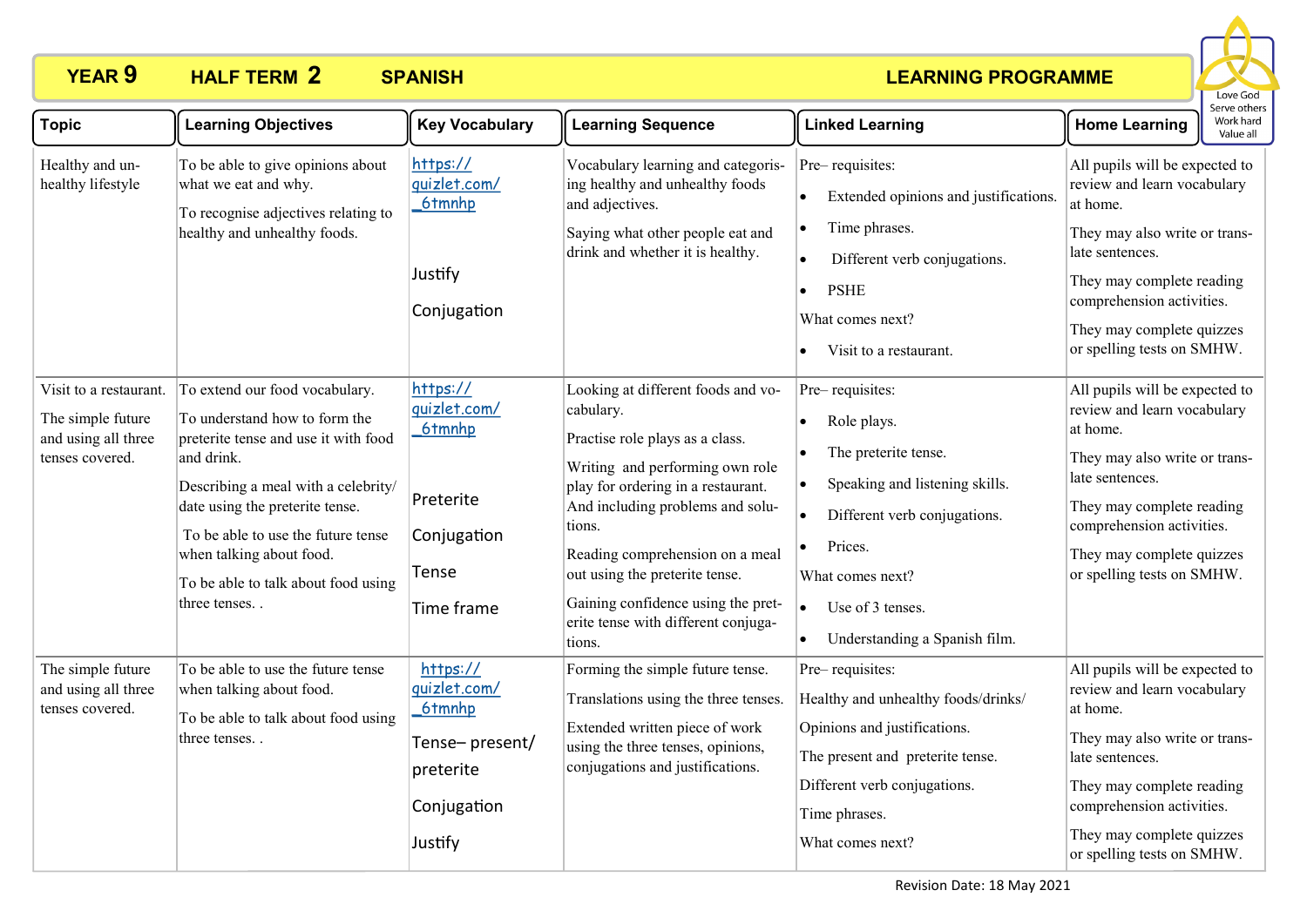# YEAR 9 HALF TERM 2 SPANISH LEARNING PROGRAMME

Love God
Serve others
Work hard
Value all

| Topic | Learning Objectives | Key Vocabulary | Learning Sequence | Linked Learning | Home Learning |
|---|---|---|---|---|---|
| Healthy and unhealthy lifestyle | To be able to give opinions about what we eat and why.<br><br>To recognise adjectives relating to healthy and unhealthy foods. | https://quizlet.com/_6tmnhp<br><br>Justify<br><br>Conjugation | Vocabulary learning and categorising healthy and unhealthy foods and adjectives.<br><br>Saying what other people eat and drink and whether it is healthy. | Pre– requisites:<br>• Extended opinions and justifications.<br>• Time phrases.<br>• Different verb conjugations.<br>• PSHE<br>What comes next?<br>• Visit to a restaurant. | All pupils will be expected to review and learn vocabulary at home.<br><br>They may also write or translate sentences.<br><br>They may complete reading comprehension activities.<br><br>They may complete quizzes or spelling tests on SMHW. |
| Visit to a restaurant.<br><br>The simple future and using all three tenses covered. | To extend our food vocabulary.<br><br>To understand how to form the preterite tense and use it with food and drink.<br><br>Describing a meal with a celebrity/date using the preterite tense.<br><br>To be able to use the future tense when talking about food.<br><br>To be able to talk about food using three tenses. . | https://quizlet.com/_6tmnhp<br><br>Preterite<br><br>Conjugation<br><br>Tense<br><br>Time frame | Looking at different foods and vocabulary.<br><br>Practise role plays as a class.<br><br>Writing and performing own role play for ordering in a restaurant. And including problems and solutions.<br><br>Reading comprehension on a meal out using the preterite tense.<br><br>Gaining confidence using the preterite tense with different conjugations. | Pre– requisites:<br>• Role plays.<br>• The preterite tense.<br>• Speaking and listening skills.<br>• Different verb conjugations.<br>• Prices.<br>What comes next?<br>• Use of 3 tenses.<br>• Understanding a Spanish film. | All pupils will be expected to review and learn vocabulary at home.<br><br>They may also write or translate sentences.<br><br>They may complete reading comprehension activities.<br><br>They may complete quizzes or spelling tests on SMHW. |
| The simple future and using all three tenses covered. | To be able to use the future tense when talking about food.<br><br>To be able to talk about food using three tenses. . | https://quizlet.com/_6tmnhp<br><br>Tense– present/preterite<br><br>Conjugation<br><br>Justify | Forming the simple future tense.<br><br>Translations using the three tenses.<br><br>Extended written piece of work using the three tenses, opinions, conjugations and justifications. | Pre– requisites:<br>Healthy and unhealthy foods/drinks/<br>Opinions and justifications.<br>The present and preterite tense.<br>Different verb conjugations.<br>Time phrases.<br>What comes next? | All pupils will be expected to review and learn vocabulary at home.<br><br>They may also write or translate sentences.<br><br>They may complete reading comprehension activities.<br><br>They may complete quizzes or spelling tests on SMHW. |

Revision Date: 18 May 2021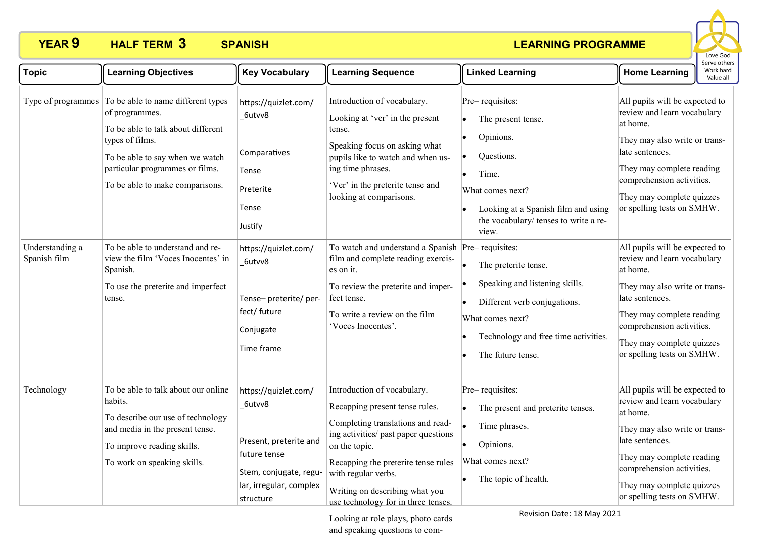# YEAR 9 HALF TERM 3 SPANISH LEARNING PROGRAMME

Love God
Serve others
Work hard
Value all

| Topic | Learning Objectives | Key Vocabulary | Learning Sequence | Linked Learning | Home Learning |
|---|---|---|---|---|---|
| Type of programmes | To be able to name different types of programmes.<br>To be able to talk about different types of films.<br>To be able to say when we watch particular programmes or films.<br>To be able to make comparisons. | https://quizlet.com/_6utvv8<br><br>Comparatives<br>Tense<br>Preterite<br>Tense<br>Justify | Introduction of vocabulary.<br>Looking at 'ver' in the present tense.<br>Speaking focus on asking what pupils like to watch and when using time phrases.<br>'Ver' in the preterite tense and looking at comparisons. | Pre– requisites:<br>• The present tense.<br>• Opinions.<br>• Questions.<br>• Time.<br>What comes next?<br>• Looking at a Spanish film and using the vocabulary/ tenses to write a review. | All pupils will be expected to review and learn vocabulary at home.<br>They may also write or translate sentences.<br>They may complete reading comprehension activities.<br>They may complete quizzes or spelling tests on SMHW. |
| Understanding a Spanish film | To be able to understand and review the film 'Voces Inocentes' in Spanish.<br>To use the preterite and imperfect tense. | https://quizlet.com/_6utvv8<br><br>Tense– preterite/ perfect/ future<br>Conjugate<br>Time frame | To watch and understand a Spanish film and complete reading exercises on it.<br>To review the preterite and imperfect tense.<br>To write a review on the film 'Voces Inocentes'. | Pre– requisites:<br>• The preterite tense.<br>• Speaking and listening skills.<br>• Different verb conjugations.<br>What comes next?<br>• Technology and free time activities.<br>• The future tense. | All pupils will be expected to review and learn vocabulary at home.<br>They may also write or translate sentences.<br>They may complete reading comprehension activities.<br>They may complete quizzes or spelling tests on SMHW. |
| Technology | To be able to talk about our online habits.<br>To describe our use of technology and media in the present tense.<br>To improve reading skills.<br>To work on speaking skills. | https://quizlet.com/_6utvv8<br><br>Present, preterite and future tense<br>Stem, conjugate, regular, irregular, complex structure | Introduction of vocabulary.<br>Recapping present tense rules.<br>Completing translations and reading activities/ past paper questions on the topic.<br>Recapping the preterite tense rules with regular verbs.<br>Writing on describing what you use technology for in three tenses.<br>Looking at role plays, photo cards and speaking questions to com- | Pre– requisites:<br>• The present and preterite tenses.<br>• Time phrases.<br>• Opinions.<br>What comes next?<br>• The topic of health. | All pupils will be expected to review and learn vocabulary at home.<br>They may also write or translate sentences.<br>They may complete reading comprehension activities.<br>They may complete quizzes or spelling tests on SMHW. |

Revision Date: 18 May 2021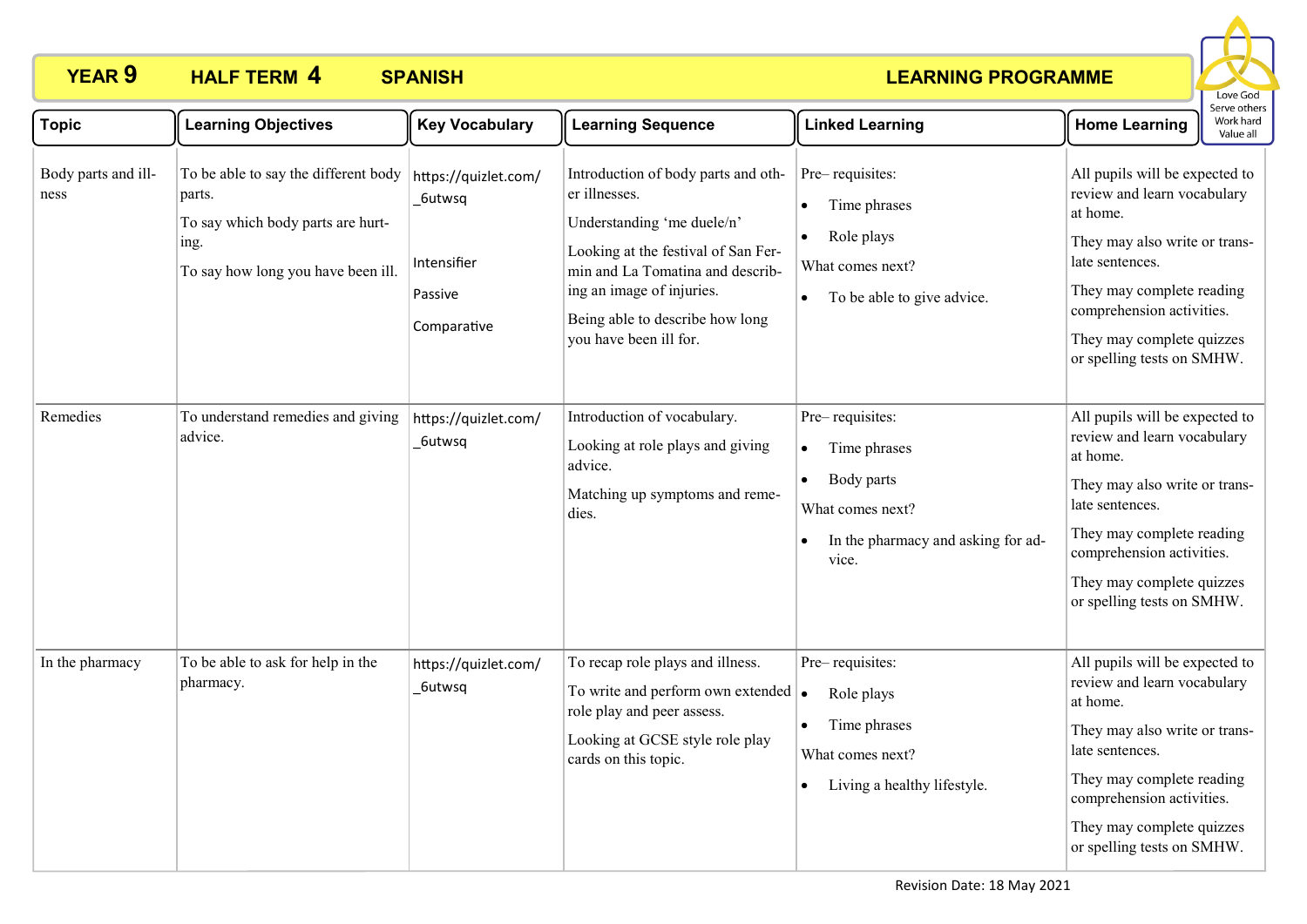**YEAR 9** **HALF TERM 4** **SPANISH** **LEARNING PROGRAMME**

Love God
Serve others
Work hard
Value all

| Topic | Learning Objectives | Key Vocabulary | Learning Sequence | Linked Learning | Home Learning |
|---|---|---|---|---|---|
| Body parts and illness | To be able to say the different body parts.<br><br>To say which body parts are hurting.<br><br>To say how long you have been ill. | https://quizlet.com/_6utwsq<br><br>Intensifier<br><br>Passive<br><br>Comparative | Introduction of body parts and other illnesses.<br><br>Understanding 'me duele/n'<br><br>Looking at the festival of San Fermin and La Tomatina and describing an image of injuries.<br><br>Being able to describe how long you have been ill for. | Pre– requisites:<br>• Time phrases<br>• Role plays<br>What comes next?<br>• To be able to give advice. | All pupils will be expected to review and learn vocabulary at home.<br><br>They may also write or translate sentences.<br><br>They may complete reading comprehension activities.<br><br>They may complete quizzes or spelling tests on SMHW. |
| Remedies | To understand remedies and giving advice. | https://quizlet.com/_6utwsq | Introduction of vocabulary.<br><br>Looking at role plays and giving advice.<br><br>Matching up symptoms and remedies. | Pre– requisites:<br>• Time phrases<br>• Body parts<br>What comes next?<br>• In the pharmacy and asking for advice. | All pupils will be expected to review and learn vocabulary at home.<br><br>They may also write or translate sentences.<br><br>They may complete reading comprehension activities.<br><br>They may complete quizzes or spelling tests on SMHW. |
| In the pharmacy | To be able to ask for help in the pharmacy. | https://quizlet.com/_6utwsq | To recap role plays and illness.<br><br>To write and perform own extended role play and peer assess.<br><br>Looking at GCSE style role play cards on this topic. | Pre– requisites:<br>• Role plays<br>• Time phrases<br>What comes next?<br>• Living a healthy lifestyle. | All pupils will be expected to review and learn vocabulary at home.<br><br>They may also write or translate sentences.<br><br>They may complete reading comprehension activities.<br><br>They may complete quizzes or spelling tests on SMHW. |

Revision Date: 18 May 2021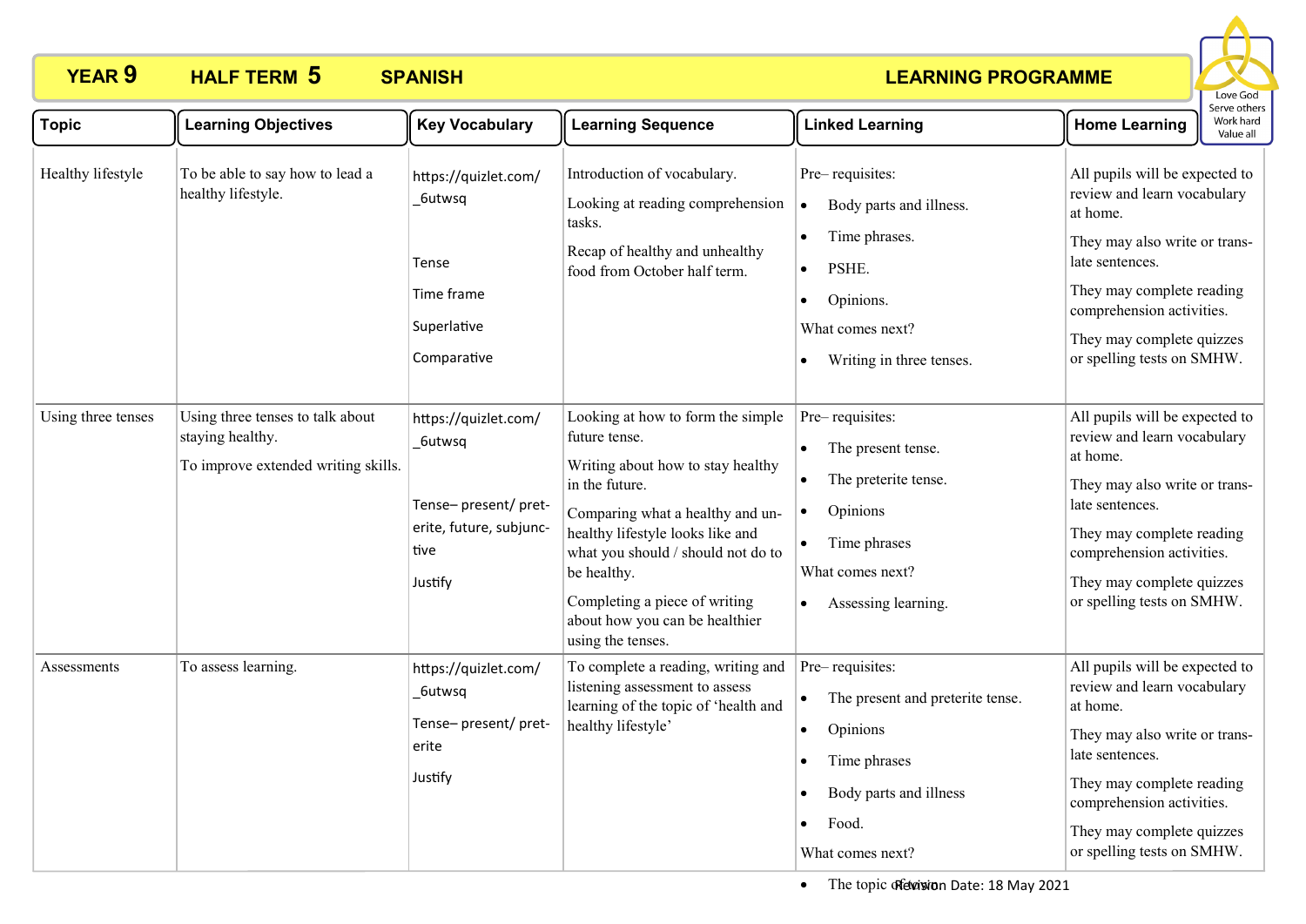# YEAR 9 HALF TERM 5 SPANISH LEARNING PROGRAMME

Love God
Serve others
Work hard
Value all

| Topic | Learning Objectives | Key Vocabulary | Learning Sequence | Linked Learning | Home Learning |
|---|---|---|---|---|---|
| Healthy lifestyle | To be able to say how to lead a healthy lifestyle. | https://quizlet.com/_6utwsq<br><br>Tense<br><br>Time frame<br><br>Superlative<br><br>Comparative | Introduction of vocabulary.<br><br>Looking at reading comprehension tasks.<br><br>Recap of healthy and unhealthy food from October half term. | Pre– requisites:<br>• Body parts and illness.<br>• Time phrases.<br>• PSHE.<br>• Opinions.<br>What comes next?<br>• Writing in three tenses. | All pupils will be expected to review and learn vocabulary at home.<br><br>They may also write or translate sentences.<br><br>They may complete reading comprehension activities.<br><br>They may complete quizzes or spelling tests on SMHW. |
| Using three tenses | Using three tenses to talk about staying healthy.<br><br>To improve extended writing skills. | https://quizlet.com/_6utwsq<br><br>Tense– present/ preterite, future, subjunctive<br><br>Justify | Looking at how to form the simple future tense.<br><br>Writing about how to stay healthy in the future.<br><br>Comparing what a healthy and unhealthy lifestyle looks like and what you should / should not do to be healthy.<br><br>Completing a piece of writing about how you can be healthier using the tenses. | Pre– requisites:<br>• The present tense.<br>• The preterite tense.<br>• Opinions<br>• Time phrases<br>What comes next?<br>• Assessing learning. | All pupils will be expected to review and learn vocabulary at home.<br><br>They may also write or translate sentences.<br><br>They may complete reading comprehension activities.<br><br>They may complete quizzes or spelling tests on SMHW. |
| Assessments | To assess learning. | https://quizlet.com/_6utwsq<br><br>Tense– present/ preterite<br><br>Justify | To complete a reading, writing and listening assessment to assess learning of the topic of 'health and healthy lifestyle' | Pre– requisites:<br>• The present and preterite tense.<br>• Opinions<br>• Time phrases<br>• Body parts and illness<br>• Food.<br>What comes next?<br>• The topic of vision | All pupils will be expected to review and learn vocabulary at home.<br><br>They may also write or translate sentences.<br><br>They may complete reading comprehension activities.<br><br>They may complete quizzes or spelling tests on SMHW. |

Revision Date: 18 May 2021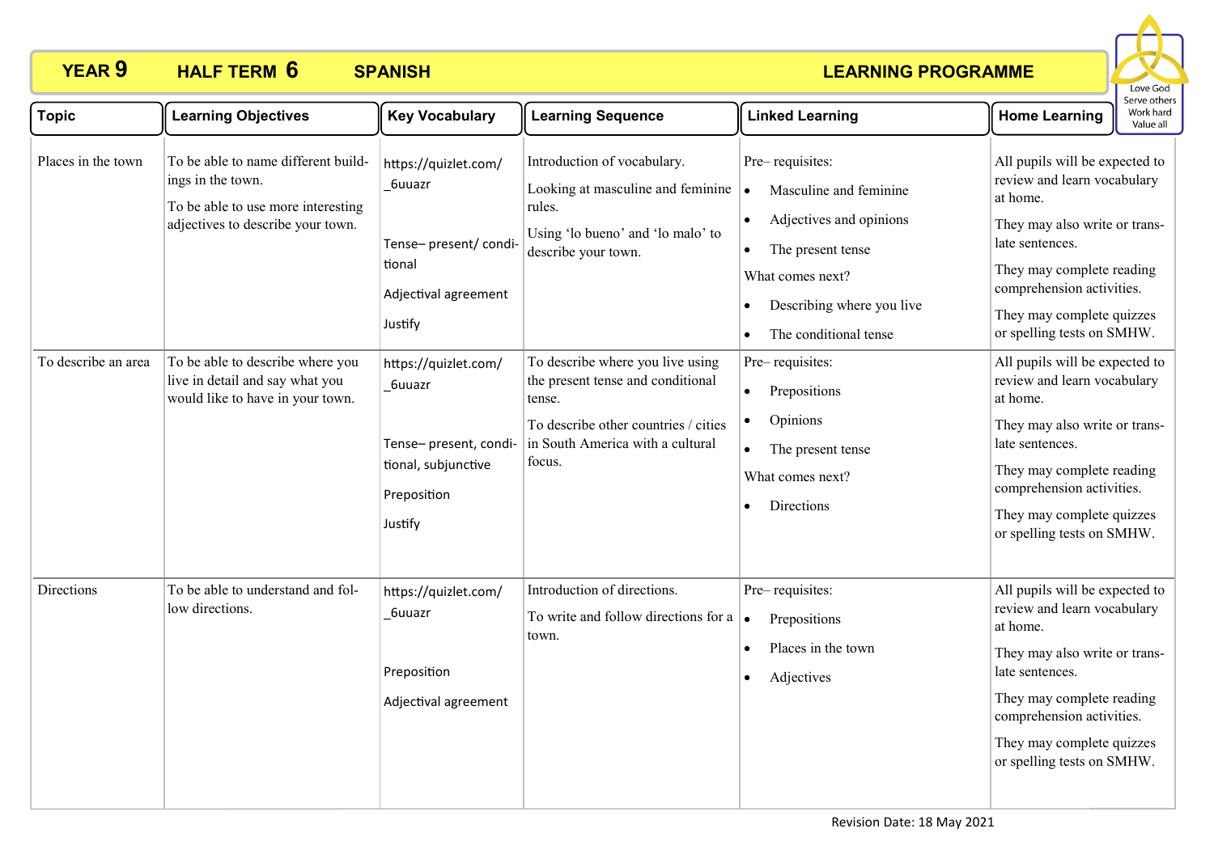# YEAR 9 HALF TERM 6 SPANISH LEARNING PROGRAMME

Love God
Serve others
Work hard
Value all

| Topic | Learning Objectives | Key Vocabulary | Learning Sequence | Linked Learning | Home Learning |
|---|---|---|---|---|---|
| Places in the town | To be able to name different buildings in the town.<br>To be able to use more interesting adjectives to describe your town. | https://quizlet.com/_6uuazr<br><br>Tense– present/ conditional<br><br>Adjectival agreement<br><br>Justify | Introduction of vocabulary.<br>Looking at masculine and feminine rules.<br>Using 'lo bueno' and 'lo malo' to describe your town. | Pre– requisites:<br>• Masculine and feminine<br>• Adjectives and opinions<br>• The present tense<br>What comes next?<br>• Describing where you live<br>• The conditional tense | All pupils will be expected to review and learn vocabulary at home.<br>They may also write or translate sentences.<br>They may complete reading comprehension activities.<br>They may complete quizzes or spelling tests on SMHW. |
| To describe an area | To be able to describe where you live in detail and say what you would like to have in your town. | https://quizlet.com/_6uuazr<br><br>Tense– present, conditional, subjunctive<br><br>Preposition<br><br>Justify | To describe where you live using the present tense and conditional tense.<br>To describe other countries / cities in South America with a cultural focus. | Pre– requisites:<br>• Prepositions<br>• Opinions<br>• The present tense<br>What comes next?<br>• Directions | All pupils will be expected to review and learn vocabulary at home.<br>They may also write or translate sentences.<br>They may complete reading comprehension activities.<br>They may complete quizzes or spelling tests on SMHW. |
| Directions | To be able to understand and follow directions. | https://quizlet.com/_6uuazr<br><br>Preposition<br><br>Adjectival agreement | Introduction of directions.<br>To write and follow directions for a town. | Pre– requisites:<br>• Prepositions<br>• Places in the town<br>• Adjectives | All pupils will be expected to review and learn vocabulary at home.<br>They may also write or translate sentences.<br>They may complete reading comprehension activities.<br>They may complete quizzes or spelling tests on SMHW. |

Revision Date: 18 May 2021